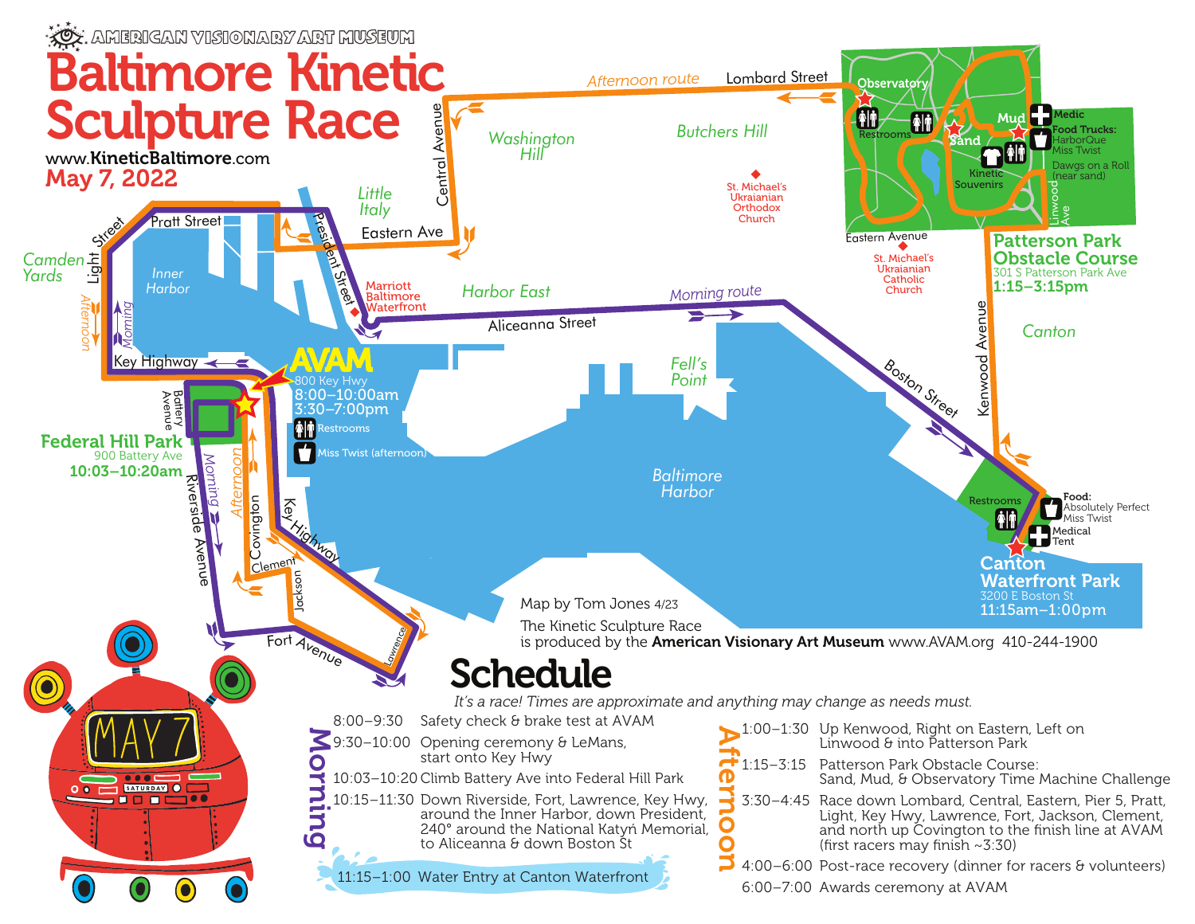AMERICAN VISIONARY ART MUSEUM

# Baltimore Kinetic Sculpture Race

www.KineticBaltimore.com

**May 7, 2022**

**AVAM**
800 Key Hwy
8:00–10:00am
3:30–7:00pm
Restrooms
Miss Twist (afternoon)

**Federal Hill Park**
900 Battery Ave
10:03–10:20am

**Canton Waterfront Park**
3200 E Boston St
11:15am–1:00pm
Restrooms
Food: Absolutely Perfect, Miss Twist
Medical Tent

**Patterson Park Obstacle Course**
301 S Patterson Park Ave
1:15–3:15pm
Observatory, Sand, Mud
Restrooms
Kinetic Souvenirs
Medic
Food Trucks: HarborQue, Miss Twist, Dawgs on a Roll (near sand)

Map by Tom Jones 4/23

The Kinetic Sculpture Race is produced by the **American Visionary Art Museum** www.AVAM.org 410-244-1900

## Schedule

*It's a race! Times are approximate and anything may change as needs must.*

### Morning

| Time | Event |
| --- | --- |
| 8:00–9:30 | Safety check & brake test at AVAM |
| 9:30–10:00 | Opening ceremony & LeMans, start onto Key Hwy |
| 10:03–10:20 | Climb Battery Ave into Federal Hill Park |
| 10:15–11:30 | Down Riverside, Fort, Lawrence, Key Hwy, around the Inner Harbor, down President, 240° around the National Katyń Memorial, to Aliceanna & down Boston St |
| 11:15–1:00 | Water Entry at Canton Waterfront |

### Afternoon

| Time | Event |
| --- | --- |
| 1:00–1:30 | Up Kenwood, Right on Eastern, Left on Linwood & into Patterson Park |
| 1:15–3:15 | Patterson Park Obstacle Course: Sand, Mud, & Observatory Time Machine Challenge |
| 3:30–4:45 | Race down Lombard, Central, Eastern, Pier 5, Pratt, Light, Key Hwy, Lawrence, Fort, Jackson, Clement, and north up Covington to the finish line at AVAM (first racers may finish ~3:30) |
| 4:00–6:00 | Post-race recovery (dinner for racers & volunteers) |
| 6:00–7:00 | Awards ceremony at AVAM |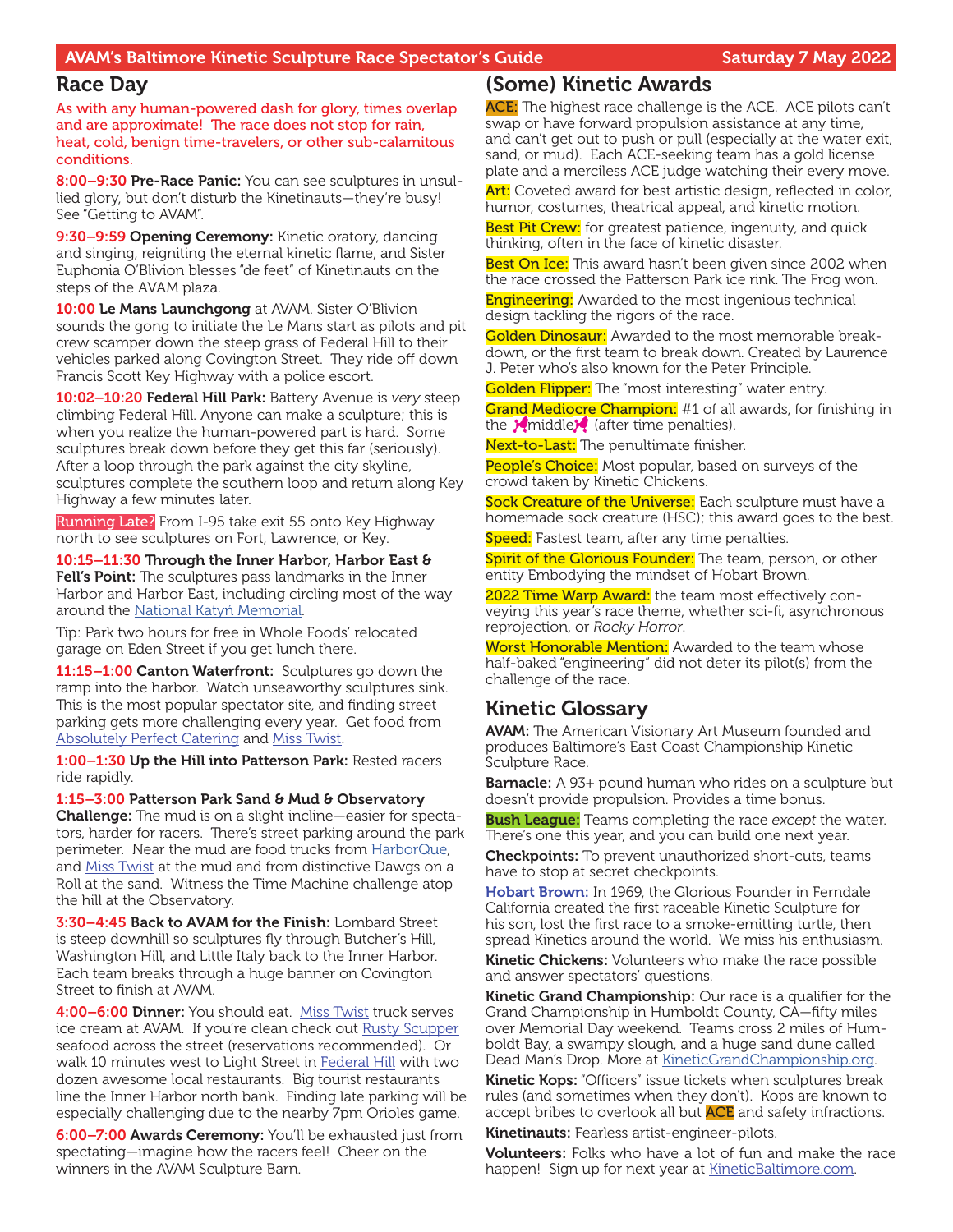## Race Day

As with any human-powered dash for glory, times overlap and are approximate! The race does not stop for rain, heat, cold, benign time-travelers, or other sub-calamitous conditions.

**8:00–9:30 Pre-Race Panic:** You can see sculptures in unsullied glory, but don't disturb the Kinetinauts—they're busy! See "Getting to AVAM".

**9:30–9:59 Opening Ceremony:** Kinetic oratory, dancing and singing, reigniting the eternal kinetic flame, and Sister Euphonia O'Blivion blesses "de feet" of Kinetinauts on the steps of the AVAM plaza.

**10:00 Le Mans Launchgong** at AVAM. Sister O'Blivion sounds the gong to initiate the Le Mans start as pilots and pit crew scamper down the steep grass of Federal Hill to their vehicles parked along Covington Street. They ride off down Francis Scott Key Highway with a police escort.

**10:02–10:20 Federal Hill Park:** Battery Avenue is *very* steep climbing Federal Hill. Anyone can make a sculpture; this is when you realize the human-powered part is hard. Some sculptures break down before they get this far (seriously). After a loop through the park against the city skyline, sculptures complete the southern loop and return along Key Highway a few minutes later.

Running Late? From I-95 take exit 55 onto Key Highway north to see sculptures on Fort, Lawrence, or Key.

**10:15–11:30 Through the Inner Harbor, Harbor East & Fell's Point:** The sculptures pass landmarks in the Inner Harbor and Harbor East, including circling most of the way around the National Katyń Memorial.

Tip: Park two hours for free in Whole Foods' relocated garage on Eden Street if you get lunch there.

**11:15–1:00 Canton Waterfront:** Sculptures go down the ramp into the harbor. Watch unseaworthy sculptures sink. This is the most popular spectator site, and finding street parking gets more challenging every year. Get food from Absolutely Perfect Catering and Miss Twist.

**1:00–1:30 Up the Hill into Patterson Park:** Rested racers ride rapidly.

**1:15–3:00 Patterson Park Sand & Mud & Observatory Challenge:** The mud is on a slight incline—easier for spectators, harder for racers. There's street parking around the park perimeter. Near the mud are food trucks from HarborQue, and Miss Twist at the mud and from distinctive Dawgs on a Roll at the sand. Witness the Time Machine challenge atop the hill at the Observatory.

**3:30–4:45 Back to AVAM for the Finish:** Lombard Street is steep downhill so sculptures fly through Butcher's Hill, Washington Hill, and Little Italy back to the Inner Harbor. Each team breaks through a huge banner on Covington Street to finish at AVAM.

**4:00–6:00 Dinner:** You should eat. Miss Twist truck serves ice cream at AVAM. If you're clean check out Rusty Scupper seafood across the street (reservations recommended). Or walk 10 minutes west to Light Street in Federal Hill with two dozen awesome local restaurants. Big tourist restaurants line the Inner Harbor north bank. Finding late parking will be especially challenging due to the nearby 7pm Orioles game.

**6:00–7:00 Awards Ceremony:** You'll be exhausted just from spectating—imagine how the racers feel! Cheer on the winners in the AVAM Sculpture Barn.

## (Some) Kinetic Awards

**ACE:** The highest race challenge is the ACE. ACE pilots can't swap or have forward propulsion assistance at any time, and can't get out to push or pull (especially at the water exit, sand, or mud). Each ACE-seeking team has a gold license plate and a merciless ACE judge watching their every move.

**Art:** Coveted award for best artistic design, reflected in color, humor, costumes, theatrical appeal, and kinetic motion.

**Best Pit Crew:** for greatest patience, ingenuity, and quick thinking, often in the face of kinetic disaster.

**Best On Ice:** This award hasn't been given since 2002 when the race crossed the Patterson Park ice rink. The Frog won.

**Engineering:** Awarded to the most ingenious technical design tackling the rigors of the race.

**Golden Dinosaur:** Awarded to the most memorable breakdown, or the first team to break down. Created by Laurence J. Peter who's also known for the Peter Principle.

**Golden Flipper:** The "most interesting" water entry.

**Grand Mediocre Champion:** #1 of all awards, for finishing in the middle (after time penalties).

**Next-to-Last:** The penultimate finisher.

**People's Choice:** Most popular, based on surveys of the crowd taken by Kinetic Chickens.

**Sock Creature of the Universe:** Each sculpture must have a homemade sock creature (HSC); this award goes to the best.

**Speed:** Fastest team, after any time penalties.

**Spirit of the Glorious Founder:** The team, person, or other entity Embodying the mindset of Hobart Brown.

**2022 Time Warp Award:** the team most effectively conveying this year's race theme, whether sci-fi, asynchronous reprojection, or *Rocky Horror*.

**Worst Honorable Mention:** Awarded to the team whose half-baked "engineering" did not deter its pilot(s) from the challenge of the race.

## Kinetic Glossary

**AVAM:** The American Visionary Art Museum founded and produces Baltimore's East Coast Championship Kinetic Sculpture Race.

**Barnacle:** A 93+ pound human who rides on a sculpture but doesn't provide propulsion. Provides a time bonus.

**Bush League:** Teams completing the race *except* the water. There's one this year, and you can build one next year.

**Checkpoints:** To prevent unauthorized short-cuts, teams have to stop at secret checkpoints.

**Hobart Brown:** In 1969, the Glorious Founder in Ferndale California created the first raceable Kinetic Sculpture for his son, lost the first race to a smoke-emitting turtle, then spread Kinetics around the world. We miss his enthusiasm.

**Kinetic Chickens:** Volunteers who make the race possible and answer spectators' questions.

**Kinetic Grand Championship:** Our race is a qualifier for the Grand Championship in Humboldt County, CA—fifty miles over Memorial Day weekend. Teams cross 2 miles of Humboldt Bay, a swampy slough, and a huge sand dune called Dead Man's Drop. More at KineticGrandChampionship.org.

**Kinetic Kops:** "Officers" issue tickets when sculptures break rules (and sometimes when they don't). Kops are known to accept bribes to overlook all but ACE and safety infractions.

**Kinetinauts:** Fearless artist-engineer-pilots.

**Volunteers:** Folks who have a lot of fun and make the race happen! Sign up for next year at KineticBaltimore.com.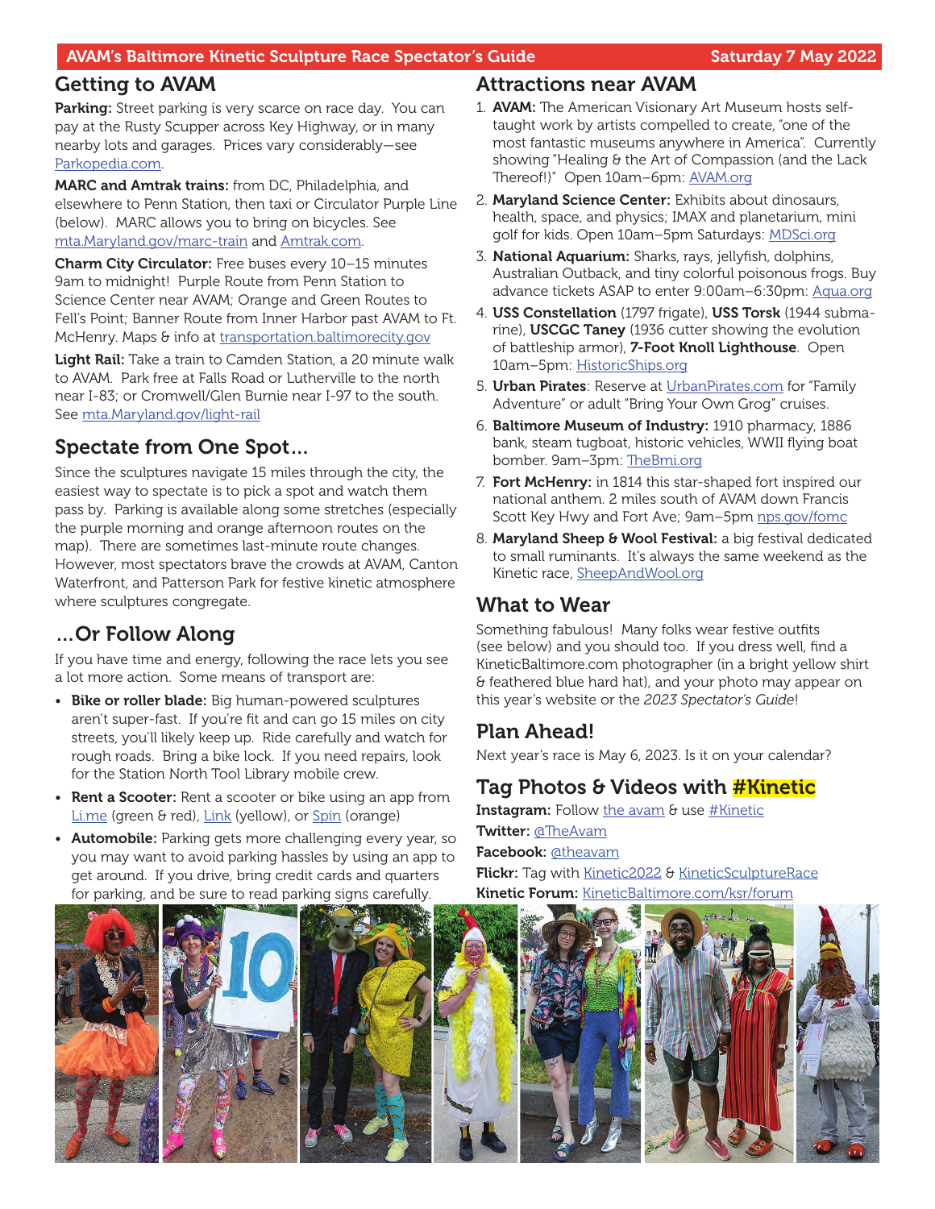AVAM's Baltimore Kinetic Sculpture Race Spectator's Guide — Saturday 7 May 2022

## Getting to AVAM

**Parking:** Street parking is very scarce on race day. You can pay at the Rusty Scupper across Key Highway, or in many nearby lots and garages. Prices vary considerably—see Parkopedia.com.

**MARC and Amtrak trains:** from DC, Philadelphia, and elsewhere to Penn Station, then taxi or Circulator Purple Line (below). MARC allows you to bring on bicycles. See mta.Maryland.gov/marc-train and Amtrak.com.

**Charm City Circulator:** Free buses every 10–15 minutes 9am to midnight! Purple Route from Penn Station to Science Center near AVAM; Orange and Green Routes to Fell's Point; Banner Route from Inner Harbor past AVAM to Ft. McHenry. Maps & info at transportation.baltimorecity.gov

**Light Rail:** Take a train to Camden Station, a 20 minute walk to AVAM. Park free at Falls Road or Lutherville to the north near I-83; or Cromwell/Glen Burnie near I-97 to the south. See mta.Maryland.gov/light-rail

## Spectate from One Spot...

Since the sculptures navigate 15 miles through the city, the easiest way to spectate is to pick a spot and watch them pass by. Parking is available along some stretches (especially the purple morning and orange afternoon routes on the map). There are sometimes last-minute route changes. However, most spectators brave the crowds at AVAM, Canton Waterfront, and Patterson Park for festive kinetic atmosphere where sculptures congregate.

## ...Or Follow Along

If you have time and energy, following the race lets you see a lot more action. Some means of transport are:

- **Bike or roller blade:** Big human-powered sculptures aren't super-fast. If you're fit and can go 15 miles on city streets, you'll likely keep up. Ride carefully and watch for rough roads. Bring a bike lock. If you need repairs, look for the Station North Tool Library mobile crew.
- **Rent a Scooter:** Rent a scooter or bike using an app from Li.me (green & red), Link (yellow), or Spin (orange)
- **Automobile:** Parking gets more challenging every year, so you may want to avoid parking hassles by using an app to get around. If you drive, bring credit cards and quarters for parking, and be sure to read parking signs carefully.

## Attractions near AVAM

1. **AVAM:** The American Visionary Art Museum hosts self-taught work by artists compelled to create, "one of the most fantastic museums anywhere in America". Currently showing "Healing & the Art of Compassion (and the Lack Thereof!)" Open 10am–6pm: AVAM.org
2. **Maryland Science Center:** Exhibits about dinosaurs, health, space, and physics; IMAX and planetarium, mini golf for kids. Open 10am–5pm Saturdays: MDSci.org
3. **National Aquarium:** Sharks, rays, jellyfish, dolphins, Australian Outback, and tiny colorful poisonous frogs. Buy advance tickets ASAP to enter 9:00am–6:30pm: Aqua.org
4. **USS Constellation** (1797 frigate), **USS Torsk** (1944 submarine), **USCGC Taney** (1936 cutter showing the evolution of battleship armor), **7-Foot Knoll Lighthouse**. Open 10am–5pm: HistoricShips.org
5. **Urban Pirates**: Reserve at UrbanPirates.com for "Family Adventure" or adult "Bring Your Own Grog" cruises.
6. **Baltimore Museum of Industry:** 1910 pharmacy, 1886 bank, steam tugboat, historic vehicles, WWII flying boat bomber. 9am–3pm: TheBmi.org
7. **Fort McHenry:** in 1814 this star-shaped fort inspired our national anthem. 2 miles south of AVAM down Francis Scott Key Hwy and Fort Ave; 9am–5pm nps.gov/fomc
8. **Maryland Sheep & Wool Festival:** a big festival dedicated to small ruminants. It's always the same weekend as the Kinetic race, SheepAndWool.org

## What to Wear

Something fabulous! Many folks wear festive outfits (see below) and you should too. If you dress well, find a KineticBaltimore.com photographer (in a bright yellow shirt & feathered blue hard hat), and your photo may appear on this year's website or the *2023 Spectator's Guide*!

## Plan Ahead!

Next year's race is May 6, 2023. Is it on your calendar?

## Tag Photos & Videos with #Kinetic

**Instagram:** Follow the avam & use #Kinetic
**Twitter:** @TheAvam
**Facebook:** @theavam
**Flickr:** Tag with Kinetic2022 & KineticSculptureRace
**Kinetic Forum:** KineticBaltimore.com/ksr/forum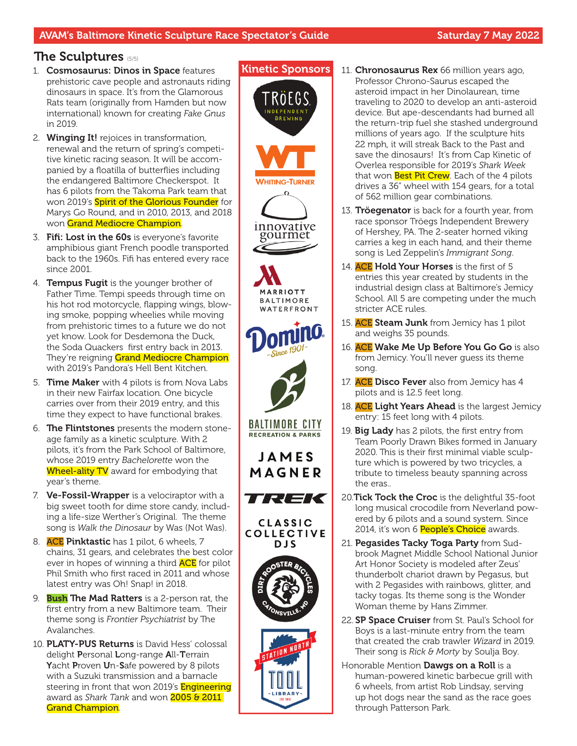AVAM's Baltimore Kinetic Sculpture Race Spectator's Guide — Saturday 7 May 2022

## The Sculptures (5/5)

1. **Cosmosaurus: Dinos in Space** features prehistoric cave people and astronauts riding dinosaurs in space. It's from the Glamorous Rats team (originally from Hamden but now international) known for creating *Fake Gnus* in 2019.
2. **Winging It!** rejoices in transformation, renewal and the return of spring's competitive kinetic racing season. It will be accompanied by a floatilla of butterflies including the endangered Baltimore Checkerspot. It has 6 pilots from the Takoma Park team that won 2019's Spirit of the Glorious Founder for Marys Go Round, and in 2010, 2013, and 2018 won Grand Mediocre Champion.
3. **Fifi: Lost in the 60s** is everyone's favorite amphibious giant French poodle transported back to the 1960s. Fifi has entered every race since 2001.
4. **Tempus Fugit** is the younger brother of Father Time. Tempi speeds through time on his hot rod motorcycle, flapping wings, blowing smoke, popping wheelies while moving from prehistoric times to a future we do not yet know. Look for Desdemona the Duck, the Soda Quackers first entry back in 2013. They're reigning Grand Mediocre Champion with 2019's Pandora's Hell Bent Kitchen.
5. **Time Maker** with 4 pilots is from Nova Labs in their new Fairfax location. One bicycle carries over from their 2019 entry, and this time they expect to have functional brakes.
6. **The Flintstones** presents the modern stone-age family as a kinetic sculpture. With 2 pilots, it's from the Park School of Baltimore, whose 2019 entry *Bachelorette* won the Wheel-ality TV award for embodying that year's theme.
7. **Ve-Fossil-Wrapper** is a velociraptor with a big sweet tooth for dime store candy, including a life-size Werther's Original. The theme song is *Walk the Dinosaur* by Was (Not Was).
8. ACE **Pinktastic** has 1 pilot, 6 wheels, 7 chains, 31 gears, and celebrates the best color ever in hopes of winning a third ACE for pilot Phil Smith who first raced in 2011 and whose latest entry was Oh! Snap! in 2018.
9. Bush **The Mad Ratters** is a 2-person rat, the first entry from a new Baltimore team. Their theme song is *Frontier Psychiatrist* by The Avalanches.
10. **PLATY-PUS Returns** is David Hess' colossal delight **P**ersonal **L**ong-range **A**ll-**T**errain **Y**acht **P**roven **U**n-**S**afe powered by 8 pilots with a Suzuki transmission and a barnacle steering in front that won 2019's Engineering award as *Shark Tank* and won 2005 & 2011 Grand Champion.
11. **Chronosaurus Rex** 66 million years ago, Professor Chrono-Saurus escaped the asteroid impact in her Dinolaurean, time traveling to 2020 to develop an anti-asteroid device. But ape-descendants had burned all the return-trip fuel she stashed underground millions of years ago. If the sculpture hits 22 mph, it will streak Back to the Past and save the dinosaurs! It's from Cap Kinetic of Overlea responsible for 2019's *Shark Week* that won Best Pit Crew. Each of the 4 pilots drives a 36" wheel with 154 gears, for a total of 562 million gear combinations.
13. **Tröegenator** is back for a fourth year, from race sponsor Tröegs Independent Brewery of Hershey, PA. The 2-seater horned viking carries a keg in each hand, and their theme song is Led Zeppelin's *Immigrant Song*.
14. ACE **Hold Your Horses** is the first of 5 entries this year created by students in the industrial design class at Baltimore's Jemicy School. All 5 are competing under the much stricter ACE rules.
15. ACE **Steam Junk** from Jemicy has 1 pilot and weighs 35 pounds.
16. ACE **Wake Me Up Before You Go Go** is also from Jemicy. You'll never guess its theme song.
17. ACE **Disco Fever** also from Jemicy has 4 pilots and is 12.5 feet long.
18. ACE **Light Years Ahead** is the largest Jemicy entry: 15 feet long with 4 pilots.
19. **Big Lady** has 2 pilots, the first entry from Team Poorly Drawn Bikes formed in January 2020. This is their first minimal viable sculpture which is powered by two tricycles, a tribute to timeless beauty spanning across the eras..
20. **Tick Tock the Croc** is the delightful 35-foot long musical crocodile from Neverland powered by 6 pilots and a sound system. Since 2014, it's won 6 People's Choice awards.
21. **Pegasides Tacky Toga Party** from Sudbrook Magnet Middle School National Junior Art Honor Society is modeled after Zeus' thunderbolt chariot drawn by Pegasus, but with 2 Pegasides with rainbows, glitter, and tacky togas. Its theme song is the Wonder Woman theme by Hans Zimmer.
22. **SP Space Cruiser** from St. Paul's School for Boys is a last-minute entry from the team that created the crab trawler *Wizard* in 2019. Their song is *Rick & Morty* by Soulja Boy.

Honorable Mention **Dawgs on a Roll** is a human-powered kinetic barbecue grill with 6 wheels, from artist Rob Lindsay, serving up hot dogs near the sand as the race goes through Patterson Park.

## Kinetic Sponsors

- Tröegs Independent Brewing
- Whiting-Turner
- innovative gourmet
- Marriott Baltimore Waterfront
- Domino – Since 1901 –
- Baltimore City Recreation & Parks
- James Magner
- Trek
- Classic Collective DJs
- Dirt Rooster Bicycles – Catonsville, MD
- Station North Tool Library – Est. 2012